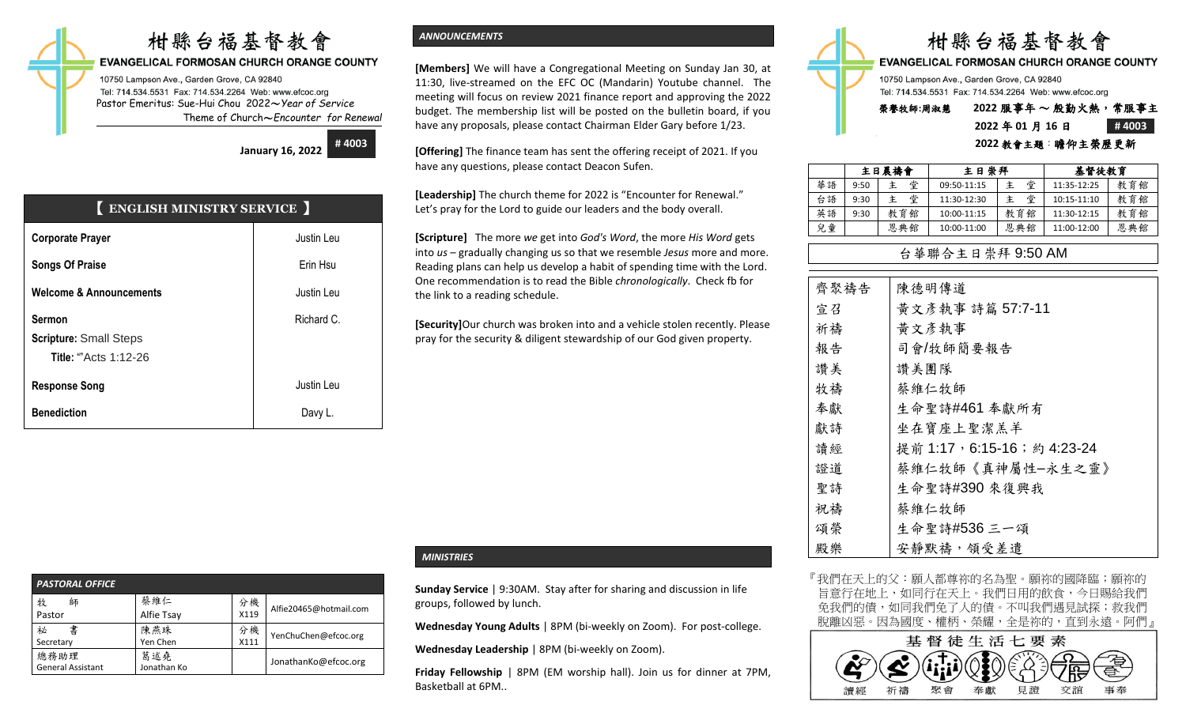# 柑縣台福基督教會

**EVANGELICAL FORMOSAN CHURCH ORANGE COUNTY**

10750 Lampson Ave., Garden Grove, CA 92840
Tel: 714.534.5531 Fax: 714.534.2264 Web: www.efcoc.org
Pastor Emeritus: Sue-Hui Chou 2022～*Year of Service*
Theme of Church～*Encounter for Renewal*

**January 16, 2022** **# 4003**

## 【 ENGLISH MINISTRY SERVICE 】

| | |
|---|---|
| **Corporate Prayer** | Justin Leu |
| **Songs Of Praise** | Erin Hsu |
| **Welcome & Announcements** | Justin Leu |
| **Sermon**<br>**Scripture:** Small Steps<br>**Title:** "Acts 1:12-26 | Richard C. |
| **Response Song** | Justin Leu |
| **Benediction** | Davy L. |

### *PASTORAL OFFICE*

| | | | |
|---|---|---|---|
| 牧 師<br>Pastor | 蔡維仁<br>Alfie Tsay | 分機<br>X119 | Alfie20465@hotmail.com |
| 秘 書<br>Secretary | 陳燕珠<br>Yen Chen | 分機<br>X111 | YenChuChen@efcoc.org |
| 總務助理<br>General Assistant | 葛述堯<br>Jonathan Ko | | JonathanKo@efcoc.org |

### *ANNOUNCEMENTS*

**[Members]** We will have a Congregational Meeting on Sunday Jan 30, at 11:30, live-streamed on the EFC OC (Mandarin) Youtube channel. The meeting will focus on review 2021 finance report and approving the 2022 budget. The membership list will be posted on the bulletin board, if you have any proposals, please contact Chairman Elder Gary before 1/23.

**[Offering]** The finance team has sent the offering receipt of 2021. If you have any questions, please contact Deacon Sufen.

**[Leadership]** The church theme for 2022 is "Encounter for Renewal." Let's pray for the Lord to guide our leaders and the body overall.

**[Scripture]** The more *we* get into *God's Word*, the more *His Word* gets into *us* – gradually changing us so that we resemble *Jesus* more and more. Reading plans can help us develop a habit of spending time with the Lord. One recommendation is to read the Bible *chronologically*. Check fb for the link to a reading schedule.

**[Security]**Our church was broken into and a vehicle stolen recently. Please pray for the security & diligent stewardship of our God given property.

### *MINISTRIES*

**Sunday Service** | 9:30AM. Stay after for sharing and discussion in life groups, followed by lunch.

**Wednesday Young Adults** | 8PM (bi-weekly on Zoom). For post-college.

**Wednesday Leadership** | 8PM (bi-weekly on Zoom).

**Friday Fellowship** | 8PM (EM worship hall). Join us for dinner at 7PM, Basketball at 6PM..

# 柑縣台福基督教會

**EVANGELICAL FORMOSAN CHURCH ORANGE COUNTY**

10750 Lampson Ave., Garden Grove, CA 92840
Tel: 714.534.5531 Fax: 714.534.2264 Web: www.efcoc.org

**榮譽牧師:周淑慧** **2022 服事年 ～ 殷勤火熱，常服事主**
**2022 年 01 月 16 日** **# 4003**
**2022 教會主題：瞻仰主榮歷更新**

| | 主日晨禱會 | | 主日崇拜 | | 基督徒教育 | |
|---|---|---|---|---|---|---|
| 華語 | 9:50 | 主 堂 | 09:50-11:15 | 主 堂 | 11:35-12:25 | 教育館 |
| 台語 | 9:30 | 主 堂 | 11:30-12:30 | 主 堂 | 10:15-11:10 | 教育館 |
| 英語 | 9:30 | 教育館 | 10:00-11:15 | 教育館 | 11:30-12:15 | 教育館 |
| 兒童 | | 恩典館 | 10:00-11:00 | 恩典館 | 11:00-12:00 | 恩典館 |

## 台華聯合主日崇拜 9:50 AM

| | |
|---|---|
| 齊聚禱告 | 陳德明傳道 |
| 宣召 | 黃文彥執事 詩篇 57:7-11 |
| 祈禱 | 黃文彥執事 |
| 報告 | 司會/牧師簡要報告 |
| 讚美 | 讚美團隊 |
| 牧禱 | 蔡維仁牧師 |
| 奉獻 | 生命聖詩#461 奉獻所有 |
| 獻詩 | 坐在寶座上聖潔羔羊 |
| 讀經 | 提前 1:17，6:15-16；約 4:23-24 |
| 證道 | 蔡維仁牧師《真神屬性–永生之靈》 |
| 聖詩 | 生命聖詩#390 來復興我 |
| 祝禱 | 蔡維仁牧師 |
| 頌榮 | 生命聖詩#536 三一頌 |
| 殿樂 | 安靜默禱，領受差遣 |

『我們在天上的父：願人都尊祢的名為聖。願祢的國降臨；願祢的旨意行在地上，如同行在天上。我們日用的飲食，今日賜給我們免我們的債，如同我們免了人的債。不叫我們遇見試探；救我們脫離凶惡。因為國度、權柄、榮耀，全是祢的，直到永遠。阿們』

**基督徒生活七要素**

讀經 祈禱 聚會 奉獻 見證 交誼 事奉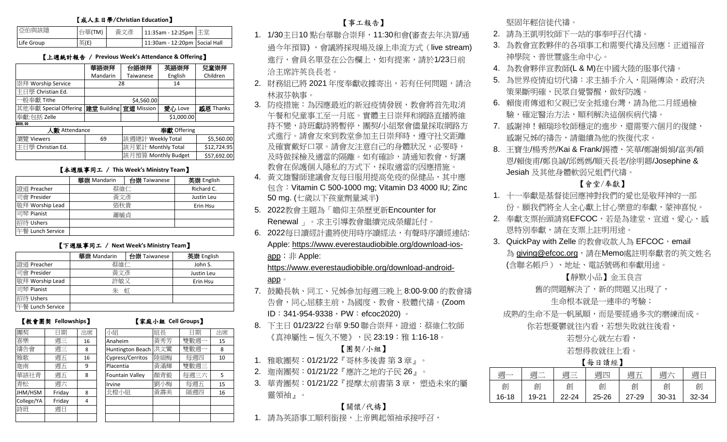【成人主日學/Christian Education】

| | | | | |
|---|---|---|---|---|
| 亞伯與該隱 | 台華(TM) | 黃文彥 | 11:35am - 12:25pm | 主堂 |
| Life Group | 英(E) | | 11:30am - 12:20pm | Social Hall |

【上週統計報告 / Previous Week's Attendance & Offering】

| | 華語崇拜 Mandarin | 台語崇拜 Taiwanese | 英語崇拜 English | 兒童崇拜 Children |
|---|---|---|---|---|
| 崇拜 Worship Service | 28 | | 14 | |
| 主日學 Christian Ed. | | | | |
| 一般奉獻 Tithe | | $4,560.00 | | |
| 其他奉獻 Special Offering | 建堂 Building | 宣道 Mission | 愛心 Love | 感恩 Thanks |
| 奉獻:包括 Zelle | | | $1,000.00 | |

$600. 00

| 人數 Attendance | | 奉獻 Offering | |
|---|---|---|---|
| 瀏覽 Viewers | 69 | 該週總計 Weekly Total | $5,560.00 |
| 主日學 Christian Ed. | | 該月累計 Monthly Total | $12,724.95 |
| | | 該月預算 Monthly Budget | $57,692.00 |

【本週服事同工 / This Week's Ministry Team】

| | 華崇 Mandarin | 台崇 Taiwanese | 英崇 English |
|---|---|---|---|
| 證道 Preacher | 蔡維仁 | | Richard C. |
| 司會 Presider | 黃文彥 | | Justin Leu |
| 敬拜 Worship Lead | 張秋賣 | | Erin Hsu |
| 司琴 Pianist | 蕭毓貞 | | |
| 招待 Ushers | | | |
| 午餐 Lunch Service | | | |

【下週服事同工 / Next Week's Ministry Team】

| | 華崇 Mandarin | 台崇 Taiwanese | 英崇 English |
|---|---|---|---|
| 證道 Preacher | 蔡維仁 | | John S. |
| 司會 Presider | 黃文彥 | | Justin Leu |
| 敬拜 Worship Lead | 許敏又 | | Erin Hsu |
| 司琴 Pianist | 朱 虹 | | |
| 招待 Ushers | | | |
| 午餐 Lunch Service | | | |

【教會團契 Fellowships】

| 團契 | 日期 | 出席 |
|---|---|---|
| 喜樂 | 週三 | 16 |
| 禱告會 | 週三 | 8 |
| 雅歌 | 週五 | 16 |
| 迦南 | 週五 | 9 |
| 華語社青 | 週五 | 8 |
| 青松 | 週六 | |
| JHM/HSM | Friday | 8 |
| College/YA | Friday | 4 |
| 詩班 | 週日 | |

【家庭小組 Cell Groups】

| 小組 | 組長 | 日期 | 出席 |
|---|---|---|---|
| Anaheim | 黃秀芳 | 雙數週一 | 15 |
| Huntington Beach | 洪文鸞 | 雙數週一 | 8 |
| Cypress/Cerritos | 陸細梅 | 每週四 | 10 |
| Placentia | 黃滿輝 | 雙數週三 | |
| Fountain Valley | 顏青毅 | 每週三六 | 5 |
| Irvine | 劉小梅 | 每週五 | 15 |
| 北橙小組 | 黃壽美 | 隔週四 | 16 |

【事工報告】

1. 1/30主日10 點台華聯合崇拜，11:30和會(審查去年決算/通過今年預算) ，會議將採現場及線上串流方式（live stream)進行，會員名單登在公告欄上，如有提案，請於1/23日前洽主席許英良長老。
2. 財務組已將 2021 年度奉獻收據寄出，若有任何問題，請洽林淑芬執事。
3. 防疫措施：為因應最近的新冠疫情發展，教會將首先取消午餐和兒童事工至一月底。實體主日崇拜和網路直播將維持不變，詩班獻詩將暫停，團契/小組聚會儘量採取網路方式進行。請會友來到教堂參加主日崇拜時，遵守社交距離及確實戴好口罩。請會友注意自己的身體狀況，必要時，及時做採檢及適當的隔離。如有確診，請通知教會，好讓教會在保護個人隱私的方式下，採取適當的因應措施。
4. 黃文雄醫師建議會友每日服用提高免疫的保健品，其中應包含：Vitamin C 500-1000 mg; Vitamin D3 4000 IU; Zinc 50 mg. (七歲以下孩童劑量減半)
5. 2022教會主題為「瞻仰主榮歷更新Encounter for Renewal 」。求主引導教會繼續完成榮耀託付。
6. 2022每日讀經計畫將使用時序讀經法，有聲時序讀經連結: Apple: https://www.everestaudiobible.org/download-ios-app；非 Apple: https://www.everestaudiobible.org/download-android-app。
7. 鼓勵長執、同工、兄姊參加每週三晚上 8:00-9:00 的教會禱告會，同心屈膝主前，為國度、教會、肢體代禱。(Zoom ID：341-954-9338，PW：efcoc2020) 。
8. 下主日 01/23/22 台華 9:50 聯合崇拜，證道：蔡維仁牧師《真神屬性 – 恆久不變》，民 23:19；雅 1:16-18。

【團契/小組】

1. 雅歌團契：01/21/22『哥林多後書 第 3 章』。
2. 迦南團契：01/21/22『應許之地的子民 26』。
3. 華青團契：01/21/22『提摩太前書第 3 章， 塑造未來的屬靈領袖』。

【關懷/代禱】

1. 請為英語事工順利銜接，上帝興起領袖承接呼召，堅固年輕信徒代禱。
2. 請為王凱明牧師下一站的事奉呼召代禱。
3. 為教會宣教夥伴的各項事工和需要代禱及回應：正道福音神學院、普世豐盛生命中心。
4. 為教會夥伴宣教師(L & M)在中國大陸的服事代禱。
5. 為世界疫情迫切代禱：求主插手介入，阻隔傳染，政府決策果斷明確，民眾自覺警醒，做好防護。
6. 賴俊南傳道和父親已安全抵達台灣，請為他二月經過檢驗，確定醫治方法，順利解決這個疾病代禱。
7. 感謝神！鄭瑞珍牧師穩定的進步，還需要六個月的復健，感謝兄姊的禱告，請繼續為他的恢復代求。
8. 王寶生/楊秀然/Kai & Frank/錫禮、笑華/鄭謝娟娟/富美/穎恩/賴俊南/鄭良誠/邱媽媽/順天長老/徐明卿/Josephine & Jesiah 及其他身體軟弱兄姐們代禱。

【會堂/奉獻】

1. 十一奉獻是基督徒回應神對我們的愛也是敬拜神的一部份。願我們將全人全心獻上甘心樂意的奉獻，蒙神喜悅。
2. 奉獻支票抬頭請寫EFCOC，若是為建堂、宣道、愛心、感恩特別奉獻，請在支票上註明用途。
3. QuickPay with Zelle 的教會收款人為 EFCOC，email 為 giving@efcoc.org，請在Memo處註明奉獻者的英文姓名(含聯名帳戶）、地址、電話號碼和奉獻用途。

【靜默小品】金玉良言

舊的問題解決了，新的問題又出現了，

生命根本就是一連串的考驗；

成熟的生命不是一帆風順，而是要經過多次的磨練而成。

你若想憂鬱就往內看，若想失敗就往後看，

若想分心就左右看，

若想得救就往上看。

【每日讀經】

| 週一 | 週二 | 週三 | 週四 | 週五 | 週六 | 週日 |
|---|---|---|---|---|---|---|
| 創 | 創 | 創 | 創 | 創 | 創 | 創 |
| 16-18 | 19-21 | 22-24 | 25-26 | 27-29 | 30-31 | 32-34 |